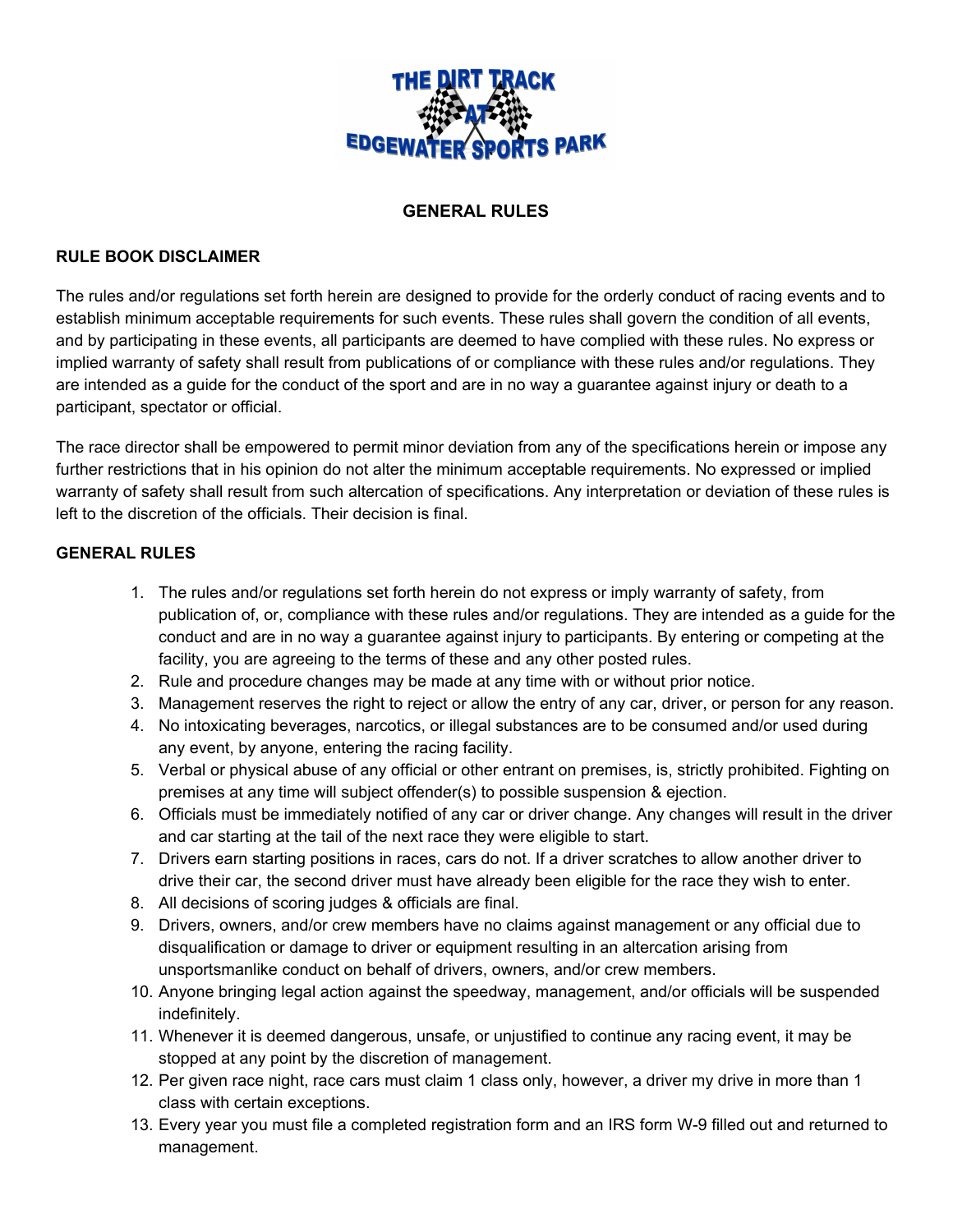# THE DIRT TRACK AT EDGEWATER SPORTS PARK

## GENERAL RULES

### RULE BOOK DISCLAIMER

The rules and/or regulations set forth herein are designed to provide for the orderly conduct of racing events and to establish minimum acceptable requirements for such events. These rules shall govern the condition of all events, and by participating in these events, all participants are deemed to have complied with these rules. No express or implied warranty of safety shall result from publications of or compliance with these rules and/or regulations. They are intended as a guide for the conduct of the sport and are in no way a guarantee against injury or death to a participant, spectator or official.

The race director shall be empowered to permit minor deviation from any of the specifications herein or impose any further restrictions that in his opinion do not alter the minimum acceptable requirements. No expressed or implied warranty of safety shall result from such altercation of specifications. Any interpretation or deviation of these rules is left to the discretion of the officials. Their decision is final.

### GENERAL RULES

1. The rules and/or regulations set forth herein do not express or imply warranty of safety, from publication of, or, compliance with these rules and/or regulations. They are intended as a guide for the conduct and are in no way a guarantee against injury to participants. By entering or competing at the facility, you are agreeing to the terms of these and any other posted rules.
2. Rule and procedure changes may be made at any time with or without prior notice.
3. Management reserves the right to reject or allow the entry of any car, driver, or person for any reason.
4. No intoxicating beverages, narcotics, or illegal substances are to be consumed and/or used during any event, by anyone, entering the racing facility.
5. Verbal or physical abuse of any official or other entrant on premises, is, strictly prohibited. Fighting on premises at any time will subject offender(s) to possible suspension & ejection.
6. Officials must be immediately notified of any car or driver change. Any changes will result in the driver and car starting at the tail of the next race they were eligible to start.
7. Drivers earn starting positions in races, cars do not. If a driver scratches to allow another driver to drive their car, the second driver must have already been eligible for the race they wish to enter.
8. All decisions of scoring judges & officials are final.
9. Drivers, owners, and/or crew members have no claims against management or any official due to disqualification or damage to driver or equipment resulting in an altercation arising from unsportsmanlike conduct on behalf of drivers, owners, and/or crew members.
10. Anyone bringing legal action against the speedway, management, and/or officials will be suspended indefinitely.
11. Whenever it is deemed dangerous, unsafe, or unjustified to continue any racing event, it may be stopped at any point by the discretion of management.
12. Per given race night, race cars must claim 1 class only, however, a driver my drive in more than 1 class with certain exceptions.
13. Every year you must file a completed registration form and an IRS form W-9 filled out and returned to management.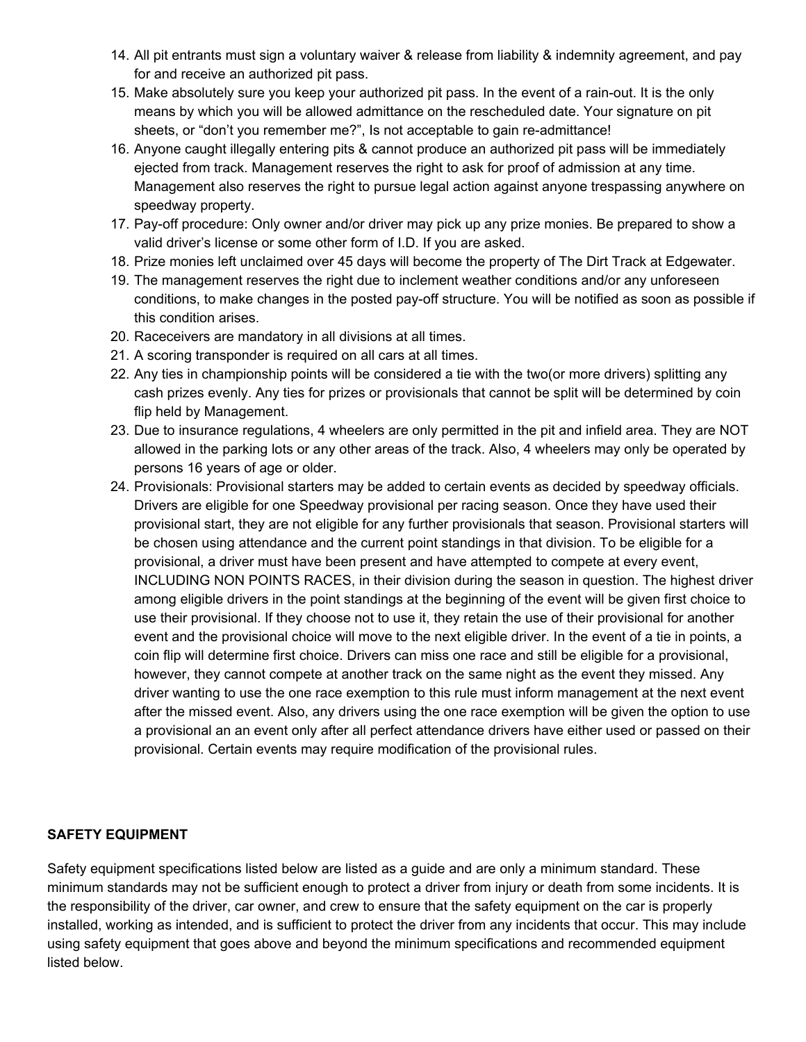14. All pit entrants must sign a voluntary waiver & release from liability & indemnity agreement, and pay for and receive an authorized pit pass.
15. Make absolutely sure you keep your authorized pit pass. In the event of a rain-out. It is the only means by which you will be allowed admittance on the rescheduled date. Your signature on pit sheets, or "don't you remember me?", Is not acceptable to gain re-admittance!
16. Anyone caught illegally entering pits & cannot produce an authorized pit pass will be immediately ejected from track. Management reserves the right to ask for proof of admission at any time. Management also reserves the right to pursue legal action against anyone trespassing anywhere on speedway property.
17. Pay-off procedure: Only owner and/or driver may pick up any prize monies. Be prepared to show a valid driver's license or some other form of I.D. If you are asked.
18. Prize monies left unclaimed over 45 days will become the property of The Dirt Track at Edgewater.
19. The management reserves the right due to inclement weather conditions and/or any unforeseen conditions, to make changes in the posted pay-off structure. You will be notified as soon as possible if this condition arises.
20. Raceceivers are mandatory in all divisions at all times.
21. A scoring transponder is required on all cars at all times.
22. Any ties in championship points will be considered a tie with the two(or more drivers) splitting any cash prizes evenly. Any ties for prizes or provisionals that cannot be split will be determined by coin flip held by Management.
23. Due to insurance regulations, 4 wheelers are only permitted in the pit and infield area. They are NOT allowed in the parking lots or any other areas of the track. Also, 4 wheelers may only be operated by persons 16 years of age or older.
24. Provisionals: Provisional starters may be added to certain events as decided by speedway officials. Drivers are eligible for one Speedway provisional per racing season. Once they have used their provisional start, they are not eligible for any further provisionals that season. Provisional starters will be chosen using attendance and the current point standings in that division. To be eligible for a provisional, a driver must have been present and have attempted to compete at every event, INCLUDING NON POINTS RACES, in their division during the season in question. The highest driver among eligible drivers in the point standings at the beginning of the event will be given first choice to use their provisional. If they choose not to use it, they retain the use of their provisional for another event and the provisional choice will move to the next eligible driver. In the event of a tie in points, a coin flip will determine first choice. Drivers can miss one race and still be eligible for a provisional, however, they cannot compete at another track on the same night as the event they missed. Any driver wanting to use the one race exemption to this rule must inform management at the next event after the missed event. Also, any drivers using the one race exemption will be given the option to use a provisional an an event only after all perfect attendance drivers have either used or passed on their provisional. Certain events may require modification of the provisional rules.

**SAFETY EQUIPMENT**

Safety equipment specifications listed below are listed as a guide and are only a minimum standard. These minimum standards may not be sufficient enough to protect a driver from injury or death from some incidents. It is the responsibility of the driver, car owner, and crew to ensure that the safety equipment on the car is properly installed, working as intended, and is sufficient to protect the driver from any incidents that occur. This may include using safety equipment that goes above and beyond the minimum specifications and recommended equipment listed below.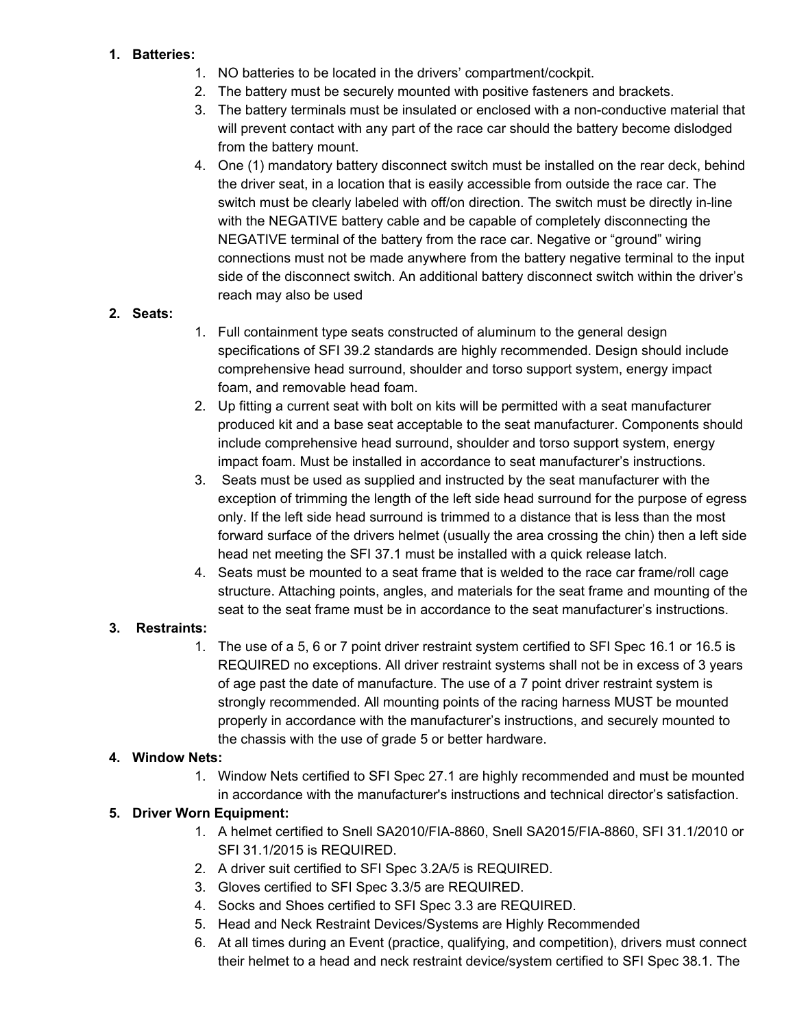1. **Batteries:**
    1. NO batteries to be located in the drivers' compartment/cockpit.
    2. The battery must be securely mounted with positive fasteners and brackets.
    3. The battery terminals must be insulated or enclosed with a non-conductive material that will prevent contact with any part of the race car should the battery become dislodged from the battery mount.
    4. One (1) mandatory battery disconnect switch must be installed on the rear deck, behind the driver seat, in a location that is easily accessible from outside the race car. The switch must be clearly labeled with off/on direction. The switch must be directly in-line with the NEGATIVE battery cable and be capable of completely disconnecting the NEGATIVE terminal of the battery from the race car. Negative or "ground" wiring connections must not be made anywhere from the battery negative terminal to the input side of the disconnect switch. An additional battery disconnect switch within the driver's reach may also be used
2. **Seats:**
    1. Full containment type seats constructed of aluminum to the general design specifications of SFI 39.2 standards are highly recommended. Design should include comprehensive head surround, shoulder and torso support system, energy impact foam, and removable head foam.
    2. Up fitting a current seat with bolt on kits will be permitted with a seat manufacturer produced kit and a base seat acceptable to the seat manufacturer. Components should include comprehensive head surround, shoulder and torso support system, energy impact foam. Must be installed in accordance to seat manufacturer's instructions.
    3. Seats must be used as supplied and instructed by the seat manufacturer with the exception of trimming the length of the left side head surround for the purpose of egress only. If the left side head surround is trimmed to a distance that is less than the most forward surface of the drivers helmet (usually the area crossing the chin) then a left side head net meeting the SFI 37.1 must be installed with a quick release latch.
    4. Seats must be mounted to a seat frame that is welded to the race car frame/roll cage structure. Attaching points, angles, and materials for the seat frame and mounting of the seat to the seat frame must be in accordance to the seat manufacturer's instructions.
3. **Restraints:**
    1. The use of a 5, 6 or 7 point driver restraint system certified to SFI Spec 16.1 or 16.5 is REQUIRED no exceptions. All driver restraint systems shall not be in excess of 3 years of age past the date of manufacture. The use of a 7 point driver restraint system is strongly recommended. All mounting points of the racing harness MUST be mounted properly in accordance with the manufacturer's instructions, and securely mounted to the chassis with the use of grade 5 or better hardware.
4. **Window Nets:**
    1. Window Nets certified to SFI Spec 27.1 are highly recommended and must be mounted in accordance with the manufacturer's instructions and technical director's satisfaction.
5. **Driver Worn Equipment:**
    1. A helmet certified to Snell SA2010/FIA-8860, Snell SA2015/FIA-8860, SFI 31.1/2010 or SFI 31.1/2015 is REQUIRED.
    2. A driver suit certified to SFI Spec 3.2A/5 is REQUIRED.
    3. Gloves certified to SFI Spec 3.3/5 are REQUIRED.
    4. Socks and Shoes certified to SFI Spec 3.3 are REQUIRED.
    5. Head and Neck Restraint Devices/Systems are Highly Recommended
    6. At all times during an Event (practice, qualifying, and competition), drivers must connect their helmet to a head and neck restraint device/system certified to SFI Spec 38.1. The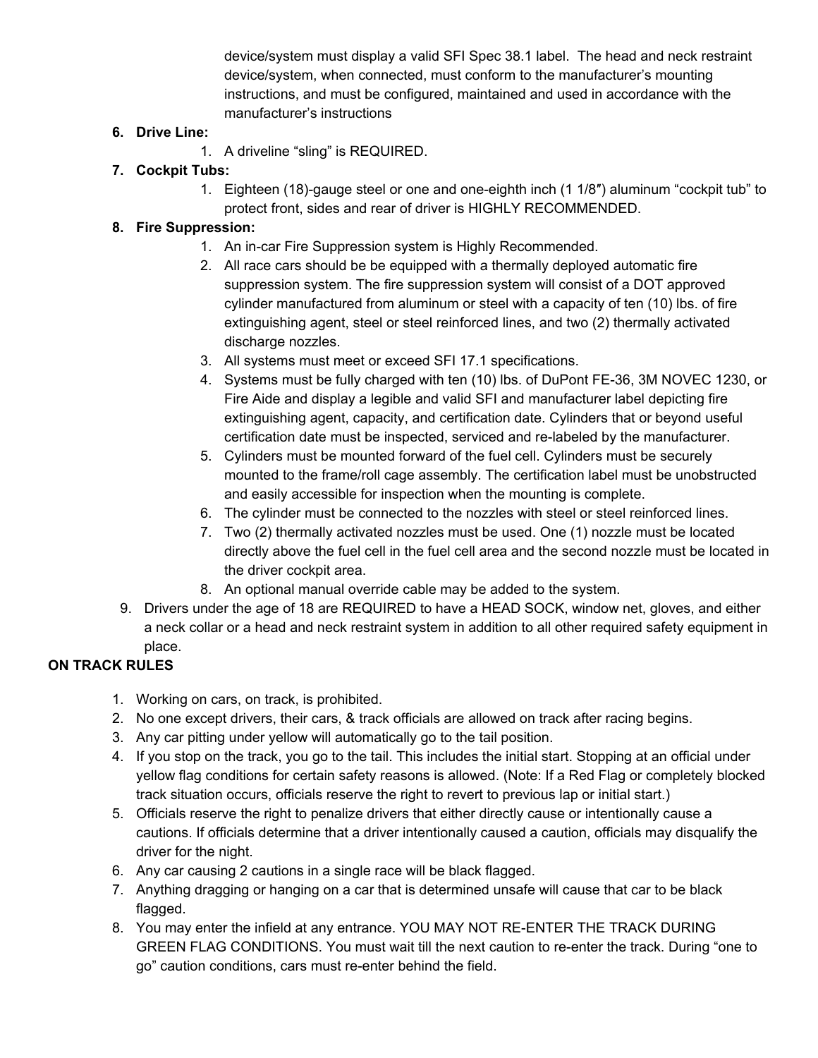device/system must display a valid SFI Spec 38.1 label. The head and neck restraint device/system, when connected, must conform to the manufacturer's mounting instructions, and must be configured, maintained and used in accordance with the manufacturer's instructions

6. **Drive Line:**
    1. A driveline "sling" is REQUIRED.
7. **Cockpit Tubs:**
    1. Eighteen (18)-gauge steel or one and one-eighth inch (1 1/8″) aluminum "cockpit tub" to protect front, sides and rear of driver is HIGHLY RECOMMENDED.
8. **Fire Suppression:**
    1. An in-car Fire Suppression system is Highly Recommended.
    2. All race cars should be be equipped with a thermally deployed automatic fire suppression system. The fire suppression system will consist of a DOT approved cylinder manufactured from aluminum or steel with a capacity of ten (10) lbs. of fire extinguishing agent, steel or steel reinforced lines, and two (2) thermally activated discharge nozzles.
    3. All systems must meet or exceed SFI 17.1 specifications.
    4. Systems must be fully charged with ten (10) lbs. of DuPont FE-36, 3M NOVEC 1230, or Fire Aide and display a legible and valid SFI and manufacturer label depicting fire extinguishing agent, capacity, and certification date. Cylinders that or beyond useful certification date must be inspected, serviced and re-labeled by the manufacturer.
    5. Cylinders must be mounted forward of the fuel cell. Cylinders must be securely mounted to the frame/roll cage assembly. The certification label must be unobstructed and easily accessible for inspection when the mounting is complete.
    6. The cylinder must be connected to the nozzles with steel or steel reinforced lines.
    7. Two (2) thermally activated nozzles must be used. One (1) nozzle must be located directly above the fuel cell in the fuel cell area and the second nozzle must be located in the driver cockpit area.
    8. An optional manual override cable may be added to the system.
9. Drivers under the age of 18 are REQUIRED to have a HEAD SOCK, window net, gloves, and either a neck collar or a head and neck restraint system in addition to all other required safety equipment in place.

**ON TRACK RULES**

1. Working on cars, on track, is prohibited.
2. No one except drivers, their cars, & track officials are allowed on track after racing begins.
3. Any car pitting under yellow will automatically go to the tail position.
4. If you stop on the track, you go to the tail. This includes the initial start. Stopping at an official under yellow flag conditions for certain safety reasons is allowed. (Note: If a Red Flag or completely blocked track situation occurs, officials reserve the right to revert to previous lap or initial start.)
5. Officials reserve the right to penalize drivers that either directly cause or intentionally cause a cautions. If officials determine that a driver intentionally caused a caution, officials may disqualify the driver for the night.
6. Any car causing 2 cautions in a single race will be black flagged.
7. Anything dragging or hanging on a car that is determined unsafe will cause that car to be black flagged.
8. You may enter the infield at any entrance. YOU MAY NOT RE-ENTER THE TRACK DURING GREEN FLAG CONDITIONS. You must wait till the next caution to re-enter the track. During "one to go" caution conditions, cars must re-enter behind the field.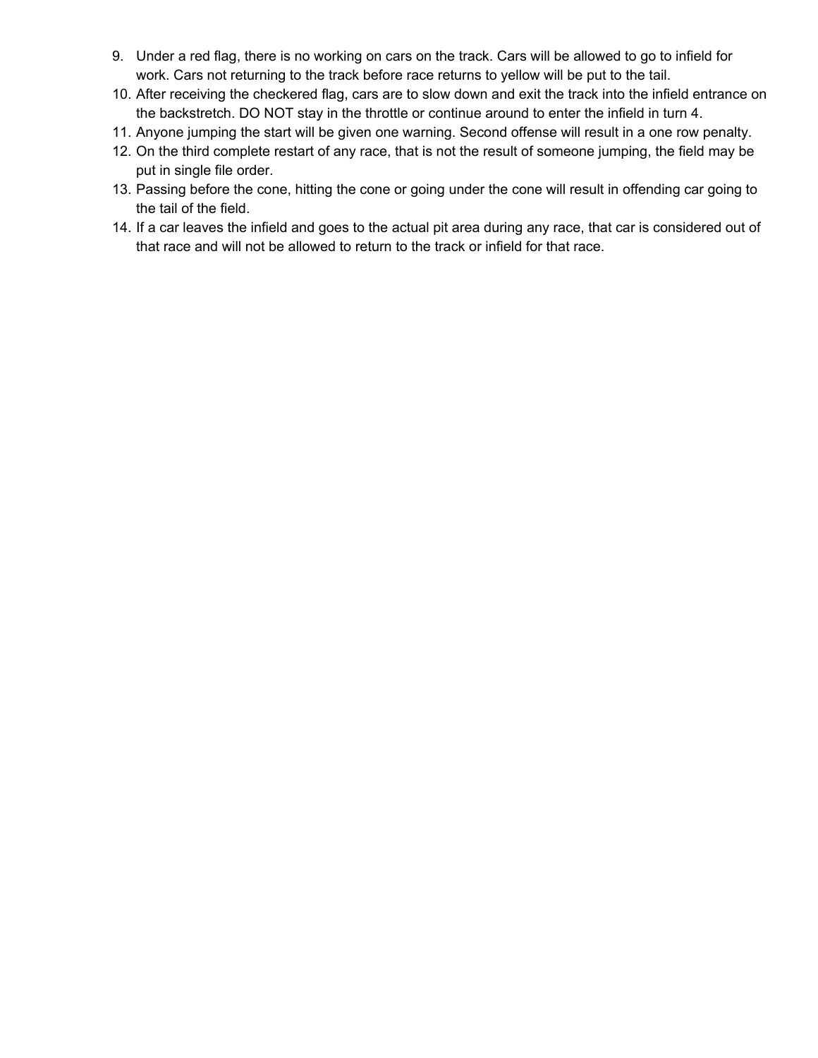9. Under a red flag, there is no working on cars on the track. Cars will be allowed to go to infield for work. Cars not returning to the track before race returns to yellow will be put to the tail.
10. After receiving the checkered flag, cars are to slow down and exit the track into the infield entrance on the backstretch. DO NOT stay in the throttle or continue around to enter the infield in turn 4.
11. Anyone jumping the start will be given one warning. Second offense will result in a one row penalty.
12. On the third complete restart of any race, that is not the result of someone jumping, the field may be put in single file order.
13. Passing before the cone, hitting the cone or going under the cone will result in offending car going to the tail of the field.
14. If a car leaves the infield and goes to the actual pit area during any race, that car is considered out of that race and will not be allowed to return to the track or infield for that race.